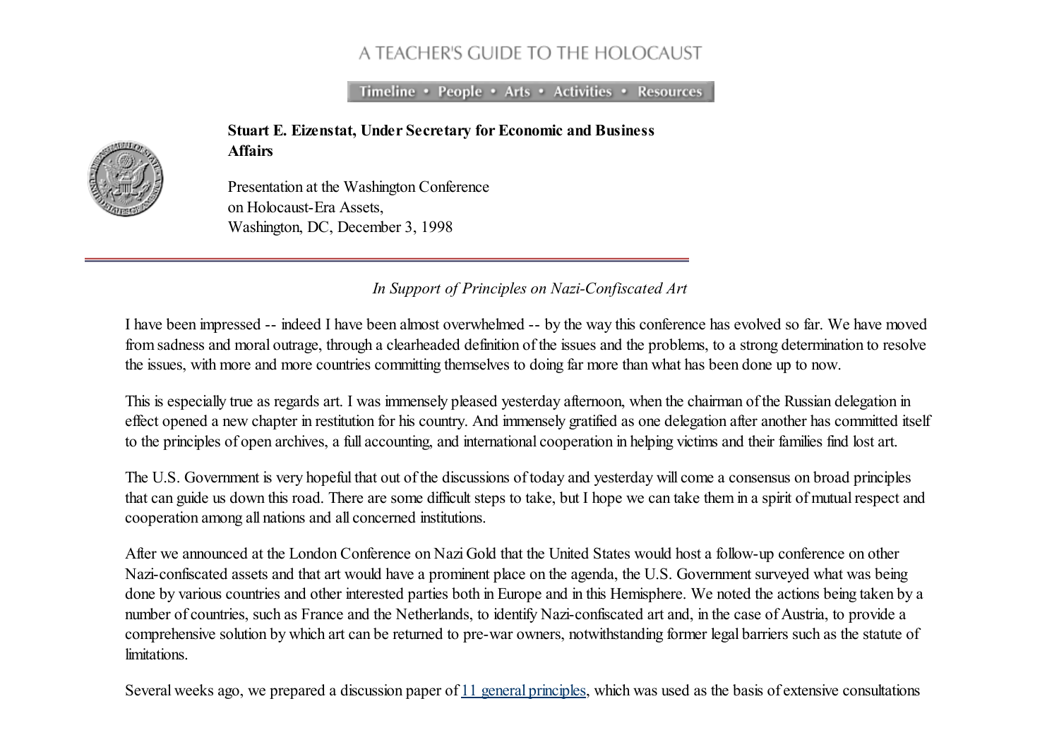A TEACHER'S GUIDE TO THE HOLOCAUST

Timeline • People • Arts • Activities • Resources

**Stuart E. Eizenstat, Under Secretary for Economic and Business Affairs**

Presentation at the Washington Conference
on Holocaust-Era Assets,
Washington, DC, December 3, 1998

*In Support of Principles on Nazi-Confiscated Art*

I have been impressed -- indeed I have been almost overwhelmed -- by the way this conference has evolved so far. We have moved from sadness and moral outrage, through a clearheaded definition of the issues and the problems, to a strong determination to resolve the issues, with more and more countries committing themselves to doing far more than what has been done up to now.

This is especially true as regards art. I was immensely pleased yesterday afternoon, when the chairman of the Russian delegation in effect opened a new chapter in restitution for his country. And immensely gratified as one delegation after another has committed itself to the principles of open archives, a full accounting, and international cooperation in helping victims and their families find lost art.

The U.S. Government is very hopeful that out of the discussions of today and yesterday will come a consensus on broad principles that can guide us down this road. There are some difficult steps to take, but I hope we can take them in a spirit of mutual respect and cooperation among all nations and all concerned institutions.

After we announced at the London Conference on Nazi Gold that the United States would host a follow-up conference on other Nazi-confiscated assets and that art would have a prominent place on the agenda, the U.S. Government surveyed what was being done by various countries and other interested parties both in Europe and in this Hemisphere. We noted the actions being taken by a number of countries, such as France and the Netherlands, to identify Nazi-confiscated art and, in the case of Austria, to provide a comprehensive solution by which art can be returned to pre-war owners, notwithstanding former legal barriers such as the statute of limitations.

Several weeks ago, we prepared a discussion paper of 11 general principles, which was used as the basis of extensive consultations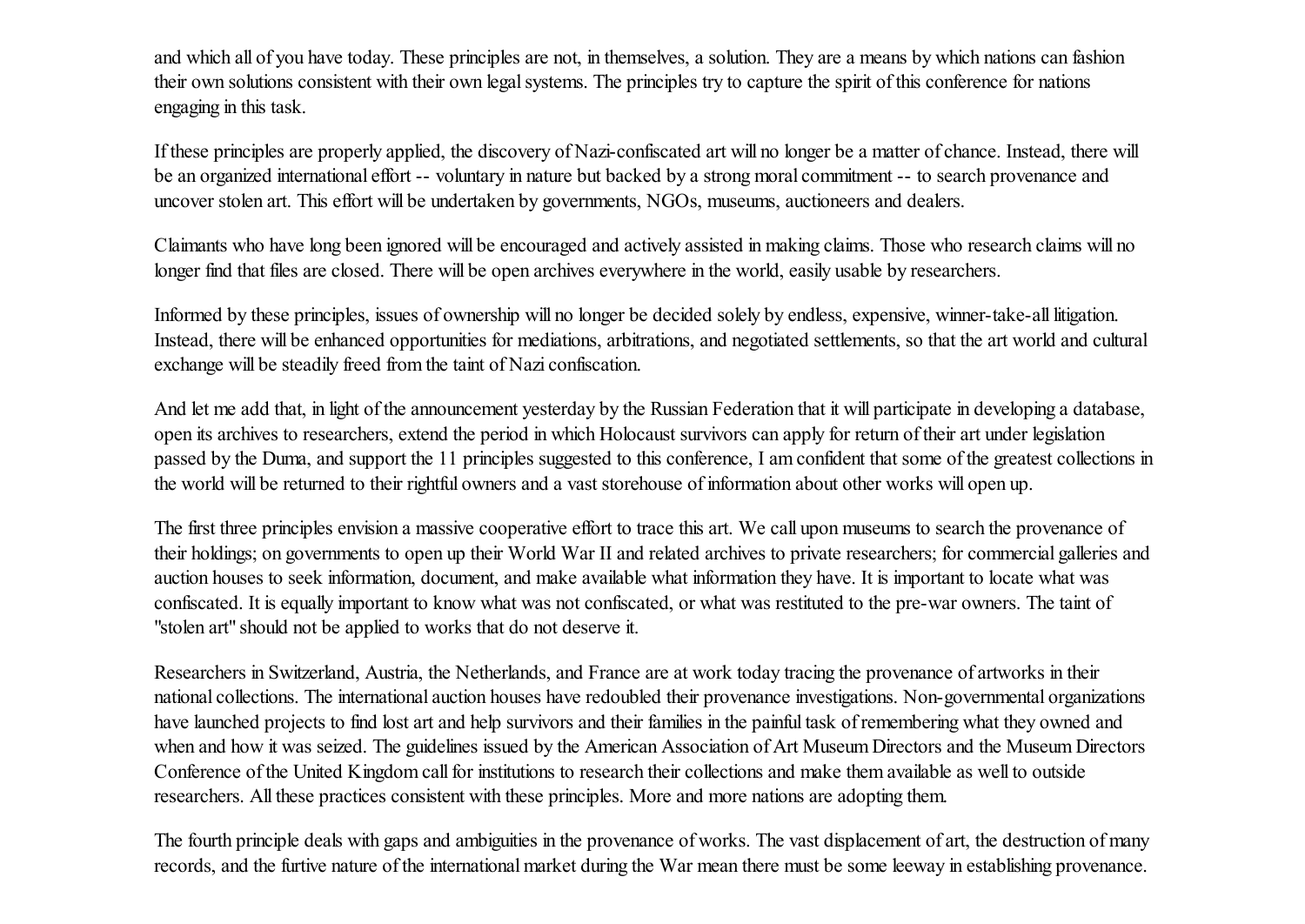and which all of you have today. These principles are not, in themselves, a solution. They are a means by which nations can fashion their own solutions consistent with their own legal systems. The principles try to capture the spirit of this conference for nations engaging in this task.

If these principles are properly applied, the discovery of Nazi-confiscated art will no longer be a matter of chance. Instead, there will be an organized international effort -- voluntary in nature but backed by a strong moral commitment -- to search provenance and uncover stolen art. This effort will be undertaken by governments, NGOs, museums, auctioneers and dealers.

Claimants who have long been ignored will be encouraged and actively assisted in making claims. Those who research claims will no longer find that files are closed. There will be open archives everywhere in the world, easily usable by researchers.

Informed by these principles, issues of ownership will no longer be decided solely by endless, expensive, winner-take-all litigation. Instead, there will be enhanced opportunities for mediations, arbitrations, and negotiated settlements, so that the art world and cultural exchange will be steadily freed from the taint of Nazi confiscation.

And let me add that, in light of the announcement yesterday by the Russian Federation that it will participate in developing a database, open its archives to researchers, extend the period in which Holocaust survivors can apply for return of their art under legislation passed by the Duma, and support the 11 principles suggested to this conference, I am confident that some of the greatest collections in the world will be returned to their rightful owners and a vast storehouse of information about other works will open up.

The first three principles envision a massive cooperative effort to trace this art. We call upon museums to search the provenance of their holdings; on governments to open up their World War II and related archives to private researchers; for commercial galleries and auction houses to seek information, document, and make available what information they have. It is important to locate what was confiscated. It is equally important to know what was not confiscated, or what was restituted to the pre-war owners. The taint of "stolen art" should not be applied to works that do not deserve it.

Researchers in Switzerland, Austria, the Netherlands, and France are at work today tracing the provenance of artworks in their national collections. The international auction houses have redoubled their provenance investigations. Non-governmental organizations have launched projects to find lost art and help survivors and their families in the painful task of remembering what they owned and when and how it was seized. The guidelines issued by the American Association of Art Museum Directors and the Museum Directors Conference of the United Kingdom call for institutions to research their collections and make them available as well to outside researchers. All these practices consistent with these principles. More and more nations are adopting them.

The fourth principle deals with gaps and ambiguities in the provenance of works. The vast displacement of art, the destruction of many records, and the furtive nature of the international market during the War mean there must be some leeway in establishing provenance.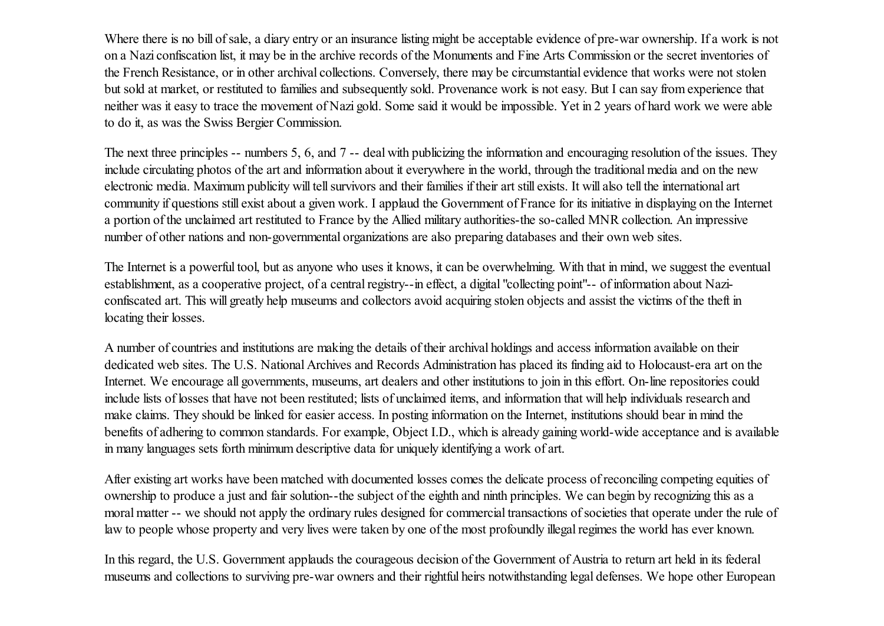Where there is no bill of sale, a diary entry or an insurance listing might be acceptable evidence of pre-war ownership. If a work is not on a Nazi confiscation list, it may be in the archive records of the Monuments and Fine Arts Commission or the secret inventories of the French Resistance, or in other archival collections. Conversely, there may be circumstantial evidence that works were not stolen but sold at market, or restituted to families and subsequently sold. Provenance work is not easy. But I can say from experience that neither was it easy to trace the movement of Nazi gold. Some said it would be impossible. Yet in 2 years of hard work we were able to do it, as was the Swiss Bergier Commission.

The next three principles -- numbers 5, 6, and 7 -- deal with publicizing the information and encouraging resolution of the issues. They include circulating photos of the art and information about it everywhere in the world, through the traditional media and on the new electronic media. Maximum publicity will tell survivors and their families if their art still exists. It will also tell the international art community if questions still exist about a given work. I applaud the Government of France for its initiative in displaying on the Internet a portion of the unclaimed art restituted to France by the Allied military authorities-the so-called MNR collection. An impressive number of other nations and non-governmental organizations are also preparing databases and their own web sites.

The Internet is a powerful tool, but as anyone who uses it knows, it can be overwhelming. With that in mind, we suggest the eventual establishment, as a cooperative project, of a central registry--in effect, a digital "collecting point"-- of information about Nazi-confiscated art. This will greatly help museums and collectors avoid acquiring stolen objects and assist the victims of the theft in locating their losses.

A number of countries and institutions are making the details of their archival holdings and access information available on their dedicated web sites. The U.S. National Archives and Records Administration has placed its finding aid to Holocaust-era art on the Internet. We encourage all governments, museums, art dealers and other institutions to join in this effort. On-line repositories could include lists of losses that have not been restituted; lists of unclaimed items, and information that will help individuals research and make claims. They should be linked for easier access. In posting information on the Internet, institutions should bear in mind the benefits of adhering to common standards. For example, Object I.D., which is already gaining world-wide acceptance and is available in many languages sets forth minimum descriptive data for uniquely identifying a work of art.

After existing art works have been matched with documented losses comes the delicate process of reconciling competing equities of ownership to produce a just and fair solution--the subject of the eighth and ninth principles. We can begin by recognizing this as a moral matter -- we should not apply the ordinary rules designed for commercial transactions of societies that operate under the rule of law to people whose property and very lives were taken by one of the most profoundly illegal regimes the world has ever known.

In this regard, the U.S. Government applauds the courageous decision of the Government of Austria to return art held in its federal museums and collections to surviving pre-war owners and their rightful heirs notwithstanding legal defenses. We hope other European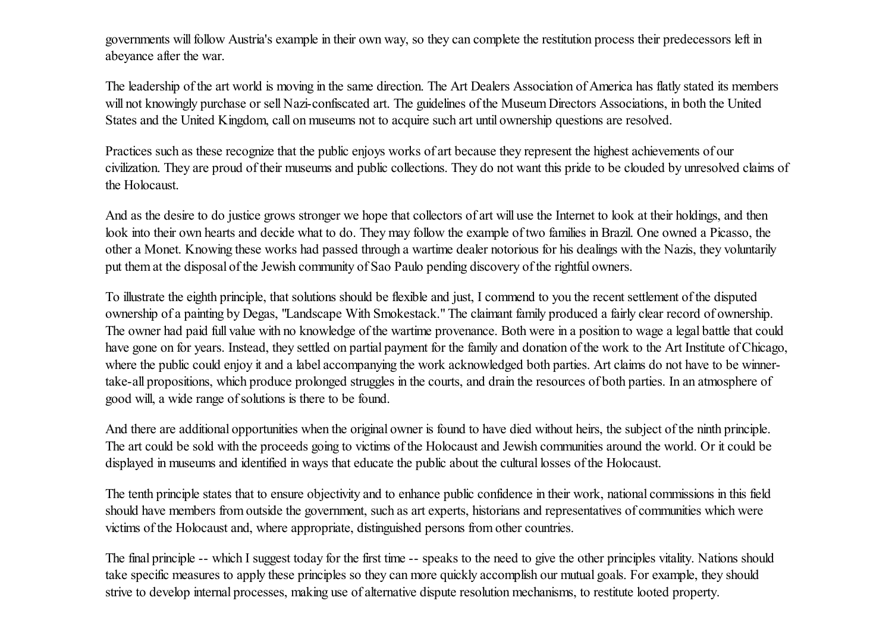governments will follow Austria's example in their own way, so they can complete the restitution process their predecessors left in abeyance after the war.

The leadership of the art world is moving in the same direction. The Art Dealers Association of America has flatly stated its members will not knowingly purchase or sell Nazi-confiscated art. The guidelines of the Museum Directors Associations, in both the United States and the United Kingdom, call on museums not to acquire such art until ownership questions are resolved.

Practices such as these recognize that the public enjoys works of art because they represent the highest achievements of our civilization. They are proud of their museums and public collections. They do not want this pride to be clouded by unresolved claims of the Holocaust.

And as the desire to do justice grows stronger we hope that collectors of art will use the Internet to look at their holdings, and then look into their own hearts and decide what to do. They may follow the example of two families in Brazil. One owned a Picasso, the other a Monet. Knowing these works had passed through a wartime dealer notorious for his dealings with the Nazis, they voluntarily put them at the disposal of the Jewish community of Sao Paulo pending discovery of the rightful owners.

To illustrate the eighth principle, that solutions should be flexible and just, I commend to you the recent settlement of the disputed ownership of a painting by Degas, "Landscape With Smokestack." The claimant family produced a fairly clear record of ownership. The owner had paid full value with no knowledge of the wartime provenance. Both were in a position to wage a legal battle that could have gone on for years. Instead, they settled on partial payment for the family and donation of the work to the Art Institute of Chicago, where the public could enjoy it and a label accompanying the work acknowledged both parties. Art claims do not have to be winner-take-all propositions, which produce prolonged struggles in the courts, and drain the resources of both parties. In an atmosphere of good will, a wide range of solutions is there to be found.

And there are additional opportunities when the original owner is found to have died without heirs, the subject of the ninth principle. The art could be sold with the proceeds going to victims of the Holocaust and Jewish communities around the world. Or it could be displayed in museums and identified in ways that educate the public about the cultural losses of the Holocaust.

The tenth principle states that to ensure objectivity and to enhance public confidence in their work, national commissions in this field should have members from outside the government, such as art experts, historians and representatives of communities which were victims of the Holocaust and, where appropriate, distinguished persons from other countries.

The final principle -- which I suggest today for the first time -- speaks to the need to give the other principles vitality. Nations should take specific measures to apply these principles so they can more quickly accomplish our mutual goals. For example, they should strive to develop internal processes, making use of alternative dispute resolution mechanisms, to restitute looted property.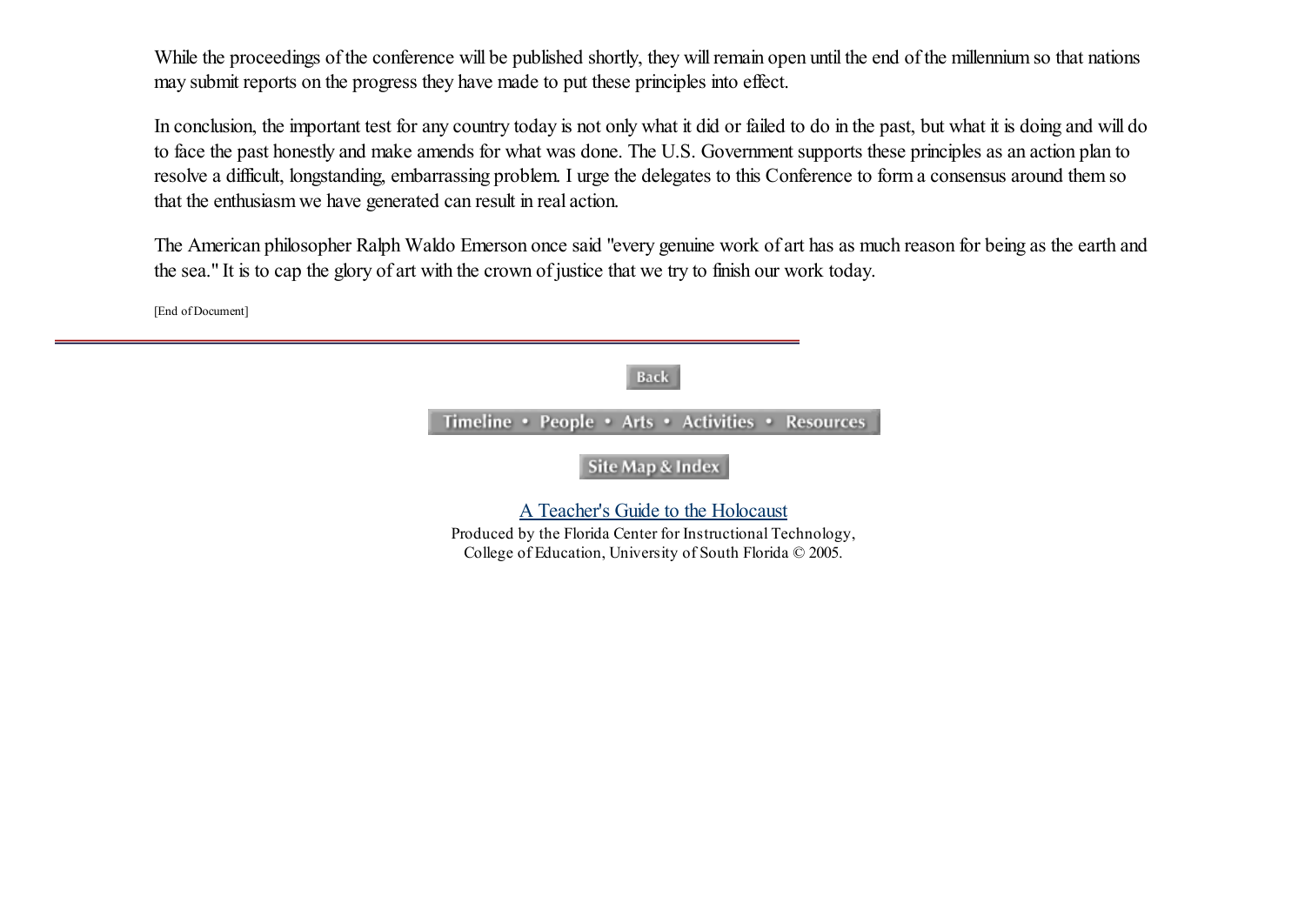While the proceedings of the conference will be published shortly, they will remain open until the end of the millennium so that nations may submit reports on the progress they have made to put these principles into effect.

In conclusion, the important test for any country today is not only what it did or failed to do in the past, but what it is doing and will do to face the past honestly and make amends for what was done. The U.S. Government supports these principles as an action plan to resolve a difficult, longstanding, embarrassing problem. I urge the delegates to this Conference to form a consensus around them so that the enthusiasm we have generated can result in real action.

The American philosopher Ralph Waldo Emerson once said "every genuine work of art has as much reason for being as the earth and the sea." It is to cap the glory of art with the crown of justice that we try to finish our work today.

[End of Document]

---

Back

Timeline • People • Arts • Activities • Resources

Site Map & Index

A Teacher's Guide to the Holocaust
Produced by the Florida Center for Instructional Technology,
College of Education, University of South Florida © 2005.